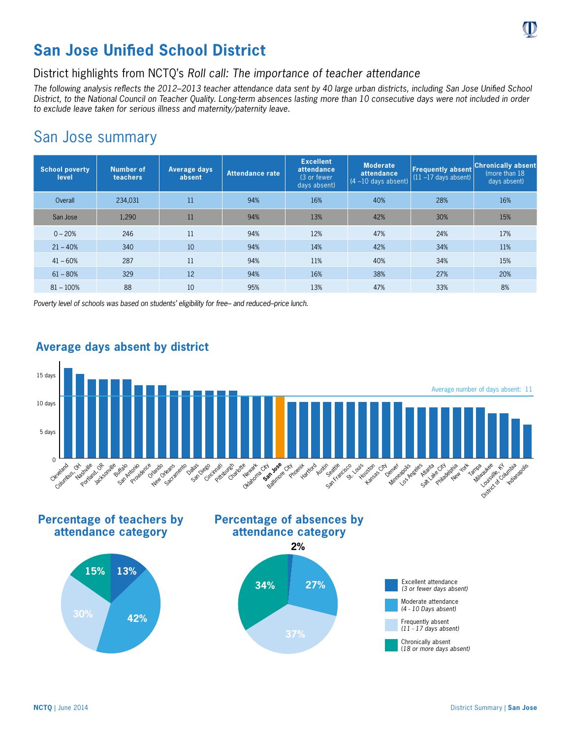# San Jose Unified School District

## District highlights from NCTQ's *Roll call: The importance of teacher attendance*

*The following analysis reflects the 2012–2013 teacher attendance data sent by 40 large urban districts, including San Jose Unified School District, to the National Council on Teacher Quality. Long-term absences lasting more than 10 consecutive days were not included in order to exclude leave taken for serious illness and maternity/paternity leave.*

## San Jose summary

| School poverty level | Number of teachers | Average days absent | Attendance rate | Excellent attendance (3 or fewer days absent) | Moderate attendance (4 –10 days absent) | Frequently absent (11 –17 days absent) | Chronically absent (more than 18 days absent) |
|---|---|---|---|---|---|---|---|
| Overall | 234,031 | 11 | 94% | 16% | 40% | 28% | 16% |
| San Jose | 1,290 | 11 | 94% | 13% | 42% | 30% | 15% |
| 0 – 20% | 246 | 11 | 94% | 12% | 47% | 24% | 17% |
| 21 – 40% | 340 | 10 | 94% | 14% | 42% | 34% | 11% |
| 41 – 60% | 287 | 11 | 94% | 11% | 40% | 34% | 15% |
| 61 – 80% | 329 | 12 | 94% | 16% | 38% | 27% | 20% |
| 81 – 100% | 88 | 10 | 95% | 13% | 47% | 33% | 8% |

*Poverty level of schools was based on students' eligibility for free– and reduced–price lunch.*

### Average days absent by district

Average number of days absent: 11

Cleveland, Columbus, OH, Nashville, Portland, OR, Jacksonville, Buffalo, San Antonio, Providence, Orlando, New Orleans, Sacramento, Dallas, San Diego, Cincinnati, Pittsburgh, Charlotte, Newark, Oklahoma City, **San Jose**, Baltimore City, Phoenix, Hartford, Austin, Seattle, San Francisco, St. Louis, Houston, Kansas City, Denver, Minneapolis, Los Angeles, Atlanta, Salt Lake City, Philadelphia, New York, Tampa, Milwaukee, Louisville, KY, District of Columbia, Indianapolis

### Percentage of teachers by attendance category

- Excellent attendance: 13%
- Moderate attendance: 42%
- Frequently absent: 30%
- Chronically absent: 15%

### Percentage of absences by attendance category

- Excellent attendance: 2%
- Moderate attendance: 27%
- Frequently absent: 37%
- Chronically absent: 34%

Excellent attendance *(3 or fewer days absent)*
Moderate attendance *(4 - 10 Days absent)*
Frequently absent *(11 - 17 days absent)*
Chronically absent *(18 or more days absent)*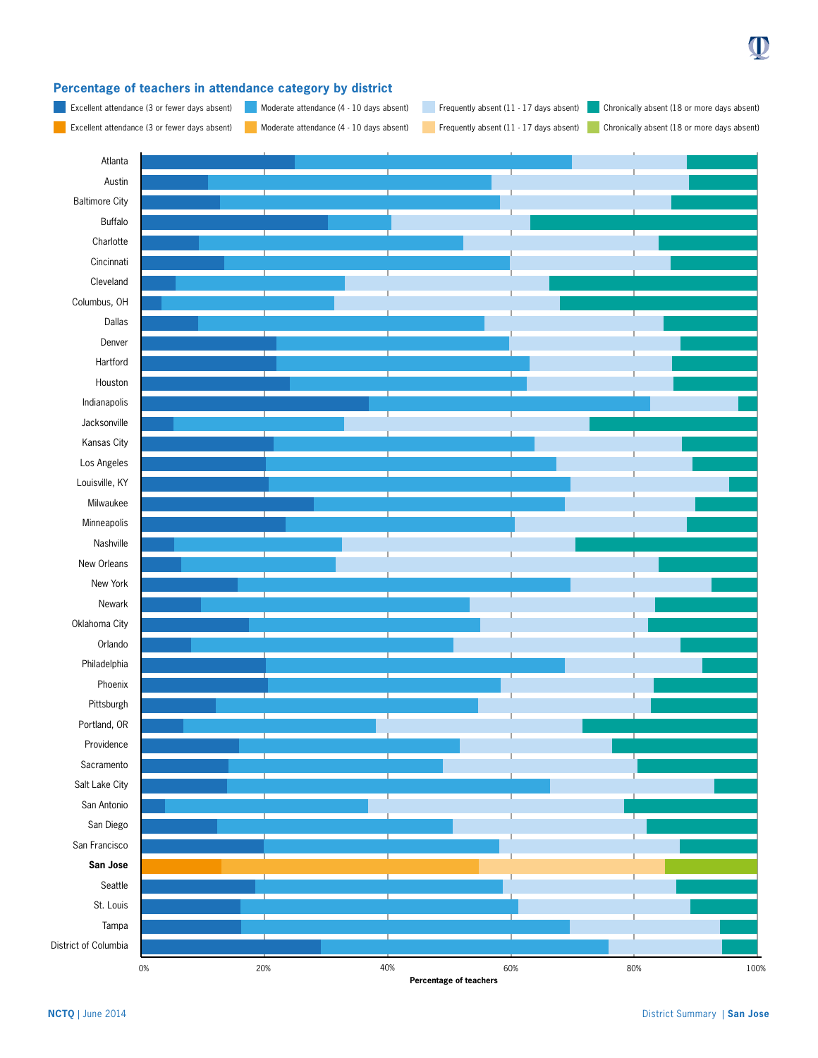## Percentage of teachers in attendance category by district

Excellent attendance (3 or fewer days absent)
Moderate attendance (4 - 10 days absent)
Frequently absent (11 - 17 days absent)
Chronically absent (18 or more days absent)

Excellent attendance (3 or fewer days absent)
Moderate attendance (4 - 10 days absent)
Frequently absent (11 - 17 days absent)
Chronically absent (18 or more days absent)

Atlanta
Austin
Baltimore City
Buffalo
Charlotte
Cincinnati
Cleveland
Columbus, OH
Dallas
Denver
Hartford
Houston
Indianapolis
Jacksonville
Kansas City
Los Angeles
Louisville, KY
Milwaukee
Minneapolis
Nashville
New Orleans
New York
Newark
Oklahoma City
Orlando
Philadelphia
Phoenix
Pittsburgh
Portland, OR
Providence
Sacramento
Salt Lake City
San Antonio
San Diego
San Francisco
**San Jose**
Seattle
St. Louis
Tampa
District of Columbia

0%
20%
40%
60%
80%
100%

**Percentage of teachers**